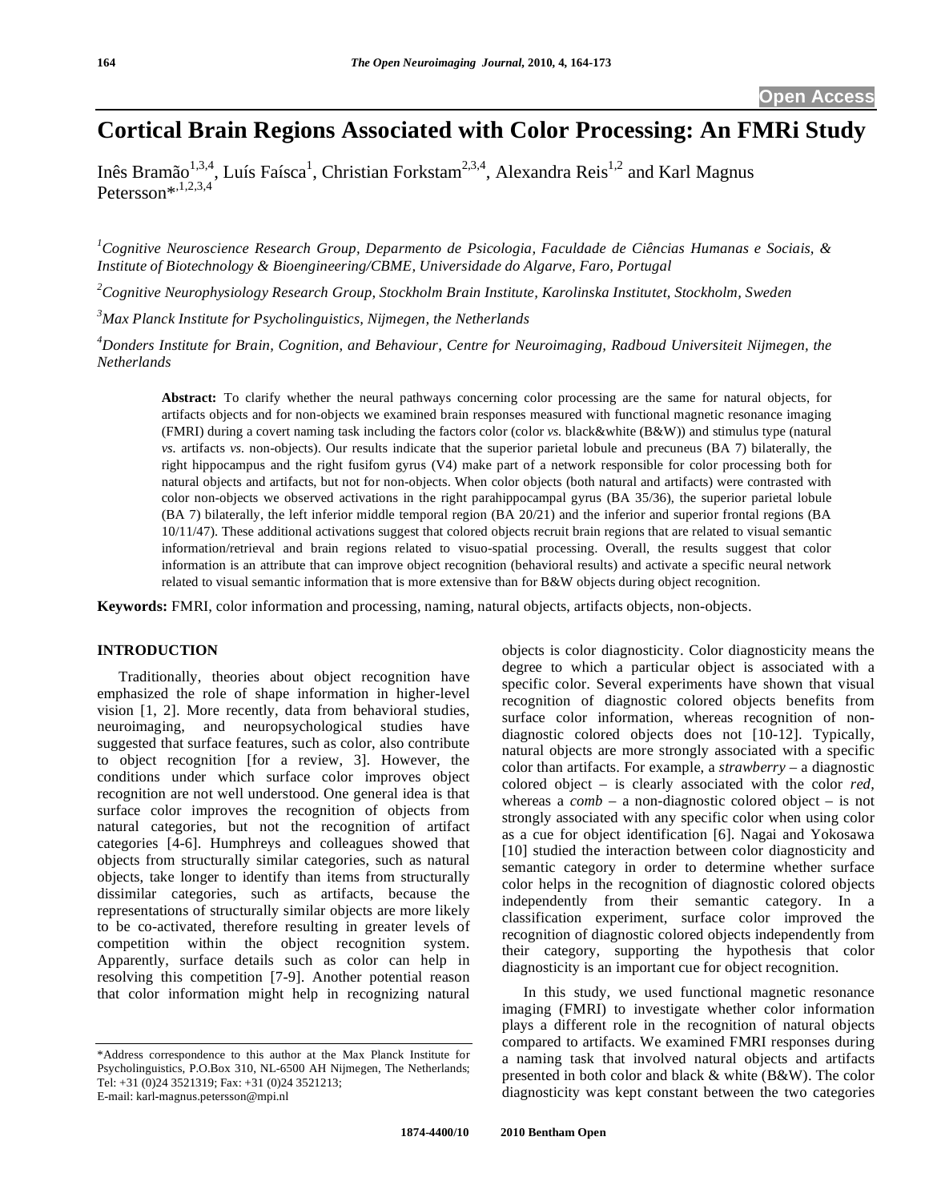# Cortical Brain Regions Associated with Color Processing: An FMRi Study

Inês Bramão[1,3,4], Luís Faísca[1], Christian Forkstam[2,3,4], Alexandra Reis[1,2] and Karl Magnus Petersson*[,1,2,3,4]

[1]*Cognitive Neuroscience Research Group, Deparmento de Psicologia, Faculdade de Ciências Humanas e Sociais, & Institute of Biotechnology & Bioengineering/CBME, Universidade do Algarve, Faro, Portugal*

[2]*Cognitive Neurophysiology Research Group, Stockholm Brain Institute, Karolinska Institutet, Stockholm, Sweden*

[3]*Max Planck Institute for Psycholinguistics, Nijmegen, the Netherlands*

[4]*Donders Institute for Brain, Cognition, and Behaviour, Centre for Neuroimaging, Radboud Universiteit Nijmegen, the Netherlands*

**Abstract:** To clarify whether the neural pathways concerning color processing are the same for natural objects, for artifacts objects and for non-objects we examined brain responses measured with functional magnetic resonance imaging (FMRI) during a covert naming task including the factors color (color *vs.* black&white (B&W)) and stimulus type (natural *vs.* artifacts *vs.* non-objects). Our results indicate that the superior parietal lobule and precuneus (BA 7) bilaterally, the right hippocampus and the right fusifom gyrus (V4) make part of a network responsible for color processing both for natural objects and artifacts, but not for non-objects. When color objects (both natural and artifacts) were contrasted with color non-objects we observed activations in the right parahippocampal gyrus (BA 35/36), the superior parietal lobule (BA 7) bilaterally, the left inferior middle temporal region (BA 20/21) and the inferior and superior frontal regions (BA 10/11/47). These additional activations suggest that colored objects recruit brain regions that are related to visual semantic information/retrieval and brain regions related to visuo-spatial processing. Overall, the results suggest that color information is an attribute that can improve object recognition (behavioral results) and activate a specific neural network related to visual semantic information that is more extensive than for B&W objects during object recognition.

**Keywords:** FMRI, color information and processing, naming, natural objects, artifacts objects, non-objects.

## INTRODUCTION

Traditionally, theories about object recognition have emphasized the role of shape information in higher-level vision [1, 2]. More recently, data from behavioral studies, neuroimaging, and neuropsychological studies have suggested that surface features, such as color, also contribute to object recognition [for a review, 3]. However, the conditions under which surface color improves object recognition are not well understood. One general idea is that surface color improves the recognition of objects from natural categories, but not the recognition of artifact categories [4-6]. Humphreys and colleagues showed that objects from structurally similar categories, such as natural objects, take longer to identify than items from structurally dissimilar categories, such as artifacts, because the representations of structurally similar objects are more likely to be co-activated, therefore resulting in greater levels of competition within the object recognition system. Apparently, surface details such as color can help in resolving this competition [7-9]. Another potential reason that color information might help in recognizing natural objects is color diagnosticity. Color diagnosticity means the degree to which a particular object is associated with a specific color. Several experiments have shown that visual recognition of diagnostic colored objects benefits from surface color information, whereas recognition of non-diagnostic colored objects does not [10-12]. Typically, natural objects are more strongly associated with a specific color than artifacts. For example, a *strawberry* – a diagnostic colored object – is clearly associated with the color *red*, whereas a *comb* – a non-diagnostic colored object – is not strongly associated with any specific color when using color as a cue for object identification [6]. Nagai and Yokosawa [10] studied the interaction between color diagnosticity and semantic category in order to determine whether surface color helps in the recognition of diagnostic colored objects independently from their semantic category. In a classification experiment, surface color improved the recognition of diagnostic colored objects independently from their category, supporting the hypothesis that color diagnosticity is an important cue for object recognition.

In this study, we used functional magnetic resonance imaging (FMRI) to investigate whether color information plays a different role in the recognition of natural objects compared to artifacts. We examined FMRI responses during a naming task that involved natural objects and artifacts presented in both color and black & white (B&W). The color diagnosticity was kept constant between the two categories

*Address correspondence to this author at the Max Planck Institute for Psycholinguistics, P.O.Box 310, NL-6500 AH Nijmegen, The Netherlands; Tel: +31 (0)24 3521319; Fax: +31 (0)24 3521213;
E-mail: karl-magnus.petersson@mpi.nl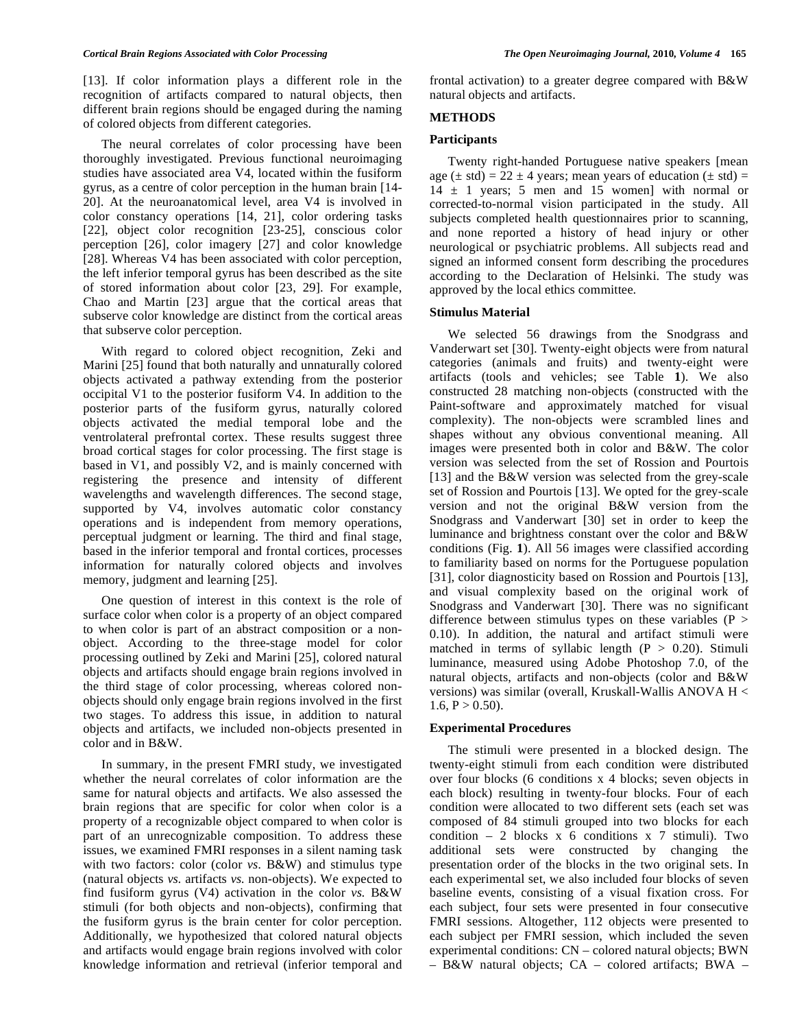[13]. If color information plays a different role in the recognition of artifacts compared to natural objects, then different brain regions should be engaged during the naming of colored objects from different categories.

The neural correlates of color processing have been thoroughly investigated. Previous functional neuroimaging studies have associated area V4, located within the fusiform gyrus, as a centre of color perception in the human brain [14-20]. At the neuroanatomical level, area V4 is involved in color constancy operations [14, 21], color ordering tasks [22], object color recognition [23-25], conscious color perception [26], color imagery [27] and color knowledge [28]. Whereas V4 has been associated with color perception, the left inferior temporal gyrus has been described as the site of stored information about color [23, 29]. For example, Chao and Martin [23] argue that the cortical areas that subserve color knowledge are distinct from the cortical areas that subserve color perception.

With regard to colored object recognition, Zeki and Marini [25] found that both naturally and unnaturally colored objects activated a pathway extending from the posterior occipital V1 to the posterior fusiform V4. In addition to the posterior parts of the fusiform gyrus, naturally colored objects activated the medial temporal lobe and the ventrolateral prefrontal cortex. These results suggest three broad cortical stages for color processing. The first stage is based in V1, and possibly V2, and is mainly concerned with registering the presence and intensity of different wavelengths and wavelength differences. The second stage, supported by V4, involves automatic color constancy operations and is independent from memory operations, perceptual judgment or learning. The third and final stage, based in the inferior temporal and frontal cortices, processes information for naturally colored objects and involves memory, judgment and learning [25].

One question of interest in this context is the role of surface color when color is a property of an object compared to when color is part of an abstract composition or a non-object. According to the three-stage model for color processing outlined by Zeki and Marini [25], colored natural objects and artifacts should engage brain regions involved in the third stage of color processing, whereas colored non-objects should only engage brain regions involved in the first two stages. To address this issue, in addition to natural objects and artifacts, we included non-objects presented in color and in B&W.

In summary, in the present FMRI study, we investigated whether the neural correlates of color information are the same for natural objects and artifacts. We also assessed the brain regions that are specific for color when color is a property of a recognizable object compared to when color is part of an unrecognizable composition. To address these issues, we examined FMRI responses in a silent naming task with two factors: color (color *vs.* B&W) and stimulus type (natural objects *vs.* artifacts *vs.* non-objects). We expected to find fusiform gyrus (V4) activation in the color *vs.* B&W stimuli (for both objects and non-objects), confirming that the fusiform gyrus is the brain center for color perception. Additionally, we hypothesized that colored natural objects and artifacts would engage brain regions involved with color knowledge information and retrieval (inferior temporal and frontal activation) to a greater degree compared with B&W natural objects and artifacts.

## METHODS

### Participants

Twenty right-handed Portuguese native speakers [mean age (± std) = 22 ± 4 years; mean years of education (± std) = 14 ± 1 years; 5 men and 15 women] with normal or corrected-to-normal vision participated in the study. All subjects completed health questionnaires prior to scanning, and none reported a history of head injury or other neurological or psychiatric problems. All subjects read and signed an informed consent form describing the procedures according to the Declaration of Helsinki. The study was approved by the local ethics committee.

### Stimulus Material

We selected 56 drawings from the Snodgrass and Vanderwart set [30]. Twenty-eight objects were from natural categories (animals and fruits) and twenty-eight were artifacts (tools and vehicles; see Table **1**). We also constructed 28 matching non-objects (constructed with the Paint-software and approximately matched for visual complexity). The non-objects were scrambled lines and shapes without any obvious conventional meaning. All images were presented both in color and B&W. The color version was selected from the set of Rossion and Pourtois [13] and the B&W version was selected from the grey-scale set of Rossion and Pourtois [13]. We opted for the grey-scale version and not the original B&W version from the Snodgrass and Vanderwart [30] set in order to keep the luminance and brightness constant over the color and B&W conditions (Fig. **1**). All 56 images were classified according to familiarity based on norms for the Portuguese population [31], color diagnosticity based on Rossion and Pourtois [13], and visual complexity based on the original work of Snodgrass and Vanderwart [30]. There was no significant difference between stimulus types on these variables ($P > 0.10$). In addition, the natural and artifact stimuli were matched in terms of syllabic length ($P > 0.20$). Stimuli luminance, measured using Adobe Photoshop 7.0, of the natural objects, artifacts and non-objects (color and B&W versions) was similar (overall, Kruskall-Wallis ANOVA $H < 1.6$, $P > 0.50$).

### Experimental Procedures

The stimuli were presented in a blocked design. The twenty-eight stimuli from each condition were distributed over four blocks (6 conditions x 4 blocks; seven objects in each block) resulting in twenty-four blocks. Four of each condition were allocated to two different sets (each set was composed of 84 stimuli grouped into two blocks for each condition – 2 blocks x 6 conditions x 7 stimuli). Two additional sets were constructed by changing the presentation order of the blocks in the two original sets. In each experimental set, we also included four blocks of seven baseline events, consisting of a visual fixation cross. For each subject, four sets were presented in four consecutive FMRI sessions. Altogether, 112 objects were presented to each subject per FMRI session, which included the seven experimental conditions: CN – colored natural objects; BWN – B&W natural objects; CA – colored artifacts; BWA –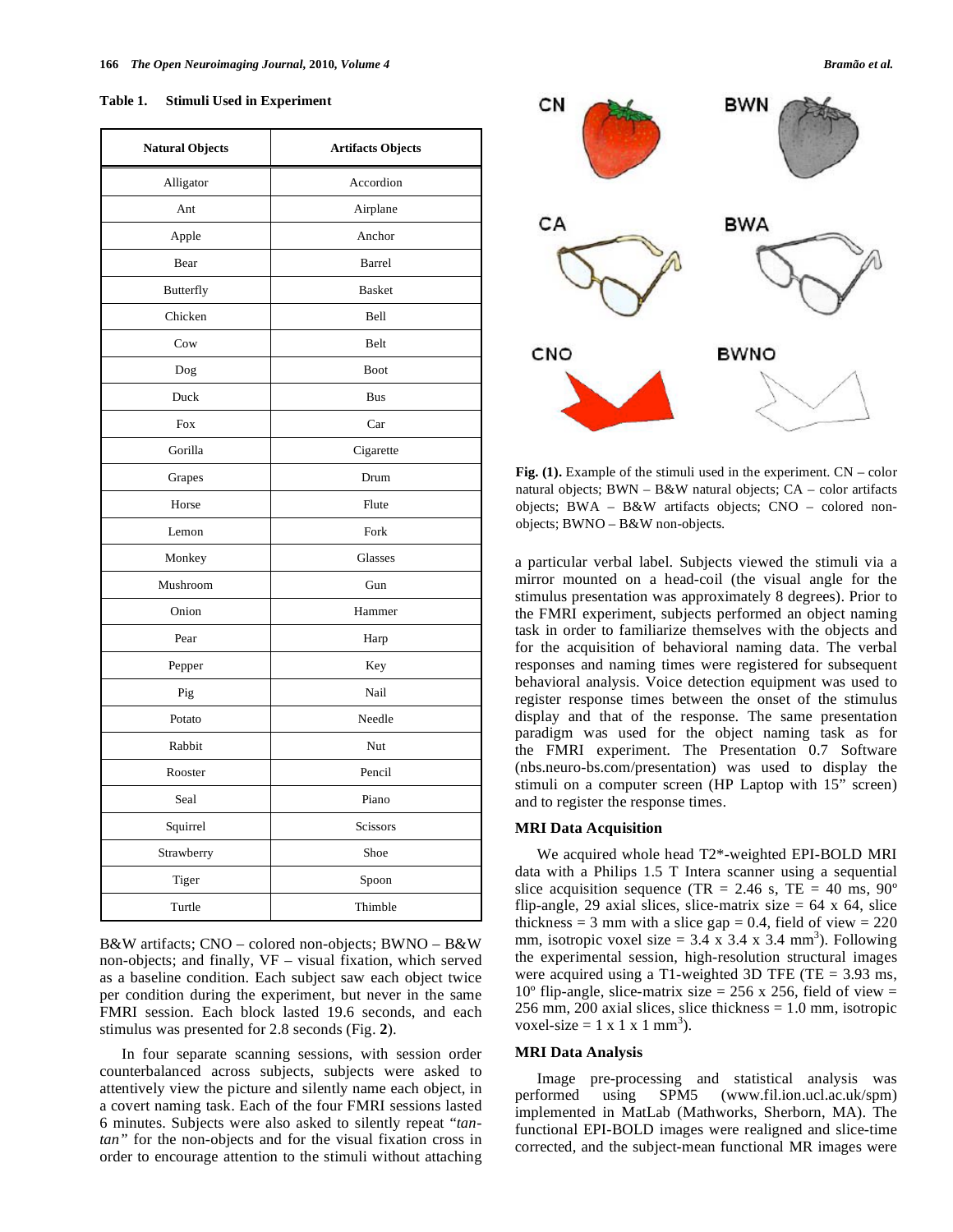**Table 1. Stimuli Used in Experiment**

| Natural Objects | Artifacts Objects |
|---|---|
| Alligator | Accordion |
| Ant | Airplane |
| Apple | Anchor |
| Bear | Barrel |
| Butterfly | Basket |
| Chicken | Bell |
| Cow | Belt |
| Dog | Boot |
| Duck | Bus |
| Fox | Car |
| Gorilla | Cigarette |
| Grapes | Drum |
| Horse | Flute |
| Lemon | Fork |
| Monkey | Glasses |
| Mushroom | Gun |
| Onion | Hammer |
| Pear | Harp |
| Pepper | Key |
| Pig | Nail |
| Potato | Needle |
| Rabbit | Nut |
| Rooster | Pencil |
| Seal | Piano |
| Squirrel | Scissors |
| Strawberry | Shoe |
| Tiger | Spoon |
| Turtle | Thimble |

B&W artifacts; CNO – colored non-objects; BWNO – B&W non-objects; and finally, VF – visual fixation, which served as a baseline condition. Each subject saw each object twice per condition during the experiment, but never in the same FMRI session. Each block lasted 19.6 seconds, and each stimulus was presented for 2.8 seconds (Fig. **2**).

In four separate scanning sessions, with session order counterbalanced across subjects, subjects were asked to attentively view the picture and silently name each object, in a covert naming task. Each of the four FMRI sessions lasted 6 minutes. Subjects were also asked to silently repeat *"tan-tan"* for the non-objects and for the visual fixation cross in order to encourage attention to the stimuli without attaching

**Fig. (1).** Example of the stimuli used in the experiment. CN – color natural objects; BWN – B&W natural objects; CA – color artifacts objects; BWA – B&W artifacts objects; CNO – colored non-objects; BWNO – B&W non-objects.

a particular verbal label. Subjects viewed the stimuli via a mirror mounted on a head-coil (the visual angle for the stimulus presentation was approximately 8 degrees). Prior to the FMRI experiment, subjects performed an object naming task in order to familiarize themselves with the objects and for the acquisition of behavioral naming data. The verbal responses and naming times were registered for subsequent behavioral analysis. Voice detection equipment was used to register response times between the onset of the stimulus display and that of the response. The same presentation paradigm was used for the object naming task as for the FMRI experiment. The Presentation 0.7 Software (nbs.neuro-bs.com/presentation) was used to display the stimuli on a computer screen (HP Laptop with 15" screen) and to register the response times.

### MRI Data Acquisition

We acquired whole head T2*-weighted EPI-BOLD MRI data with a Philips 1.5 T Intera scanner using a sequential slice acquisition sequence (TR = 2.46 s, TE = 40 ms, 90º flip-angle, 29 axial slices, slice-matrix size = 64 x 64, slice thickness = 3 mm with a slice gap = 0.4, field of view = 220 mm, isotropic voxel size = 3.4 x 3.4 x 3.4 mm$^3$). Following the experimental session, high-resolution structural images were acquired using a T1-weighted 3D TFE (TE = 3.93 ms, 10º flip-angle, slice-matrix size = 256 x 256, field of view = 256 mm, 200 axial slices, slice thickness = 1.0 mm, isotropic voxel-size = 1 x 1 x 1 mm$^3$).

### MRI Data Analysis

Image pre-processing and statistical analysis was performed using SPM5 (www.fil.ion.ucl.ac.uk/spm) implemented in MatLab (Mathworks, Sherborn, MA). The functional EPI-BOLD images were realigned and slice-time corrected, and the subject-mean functional MR images were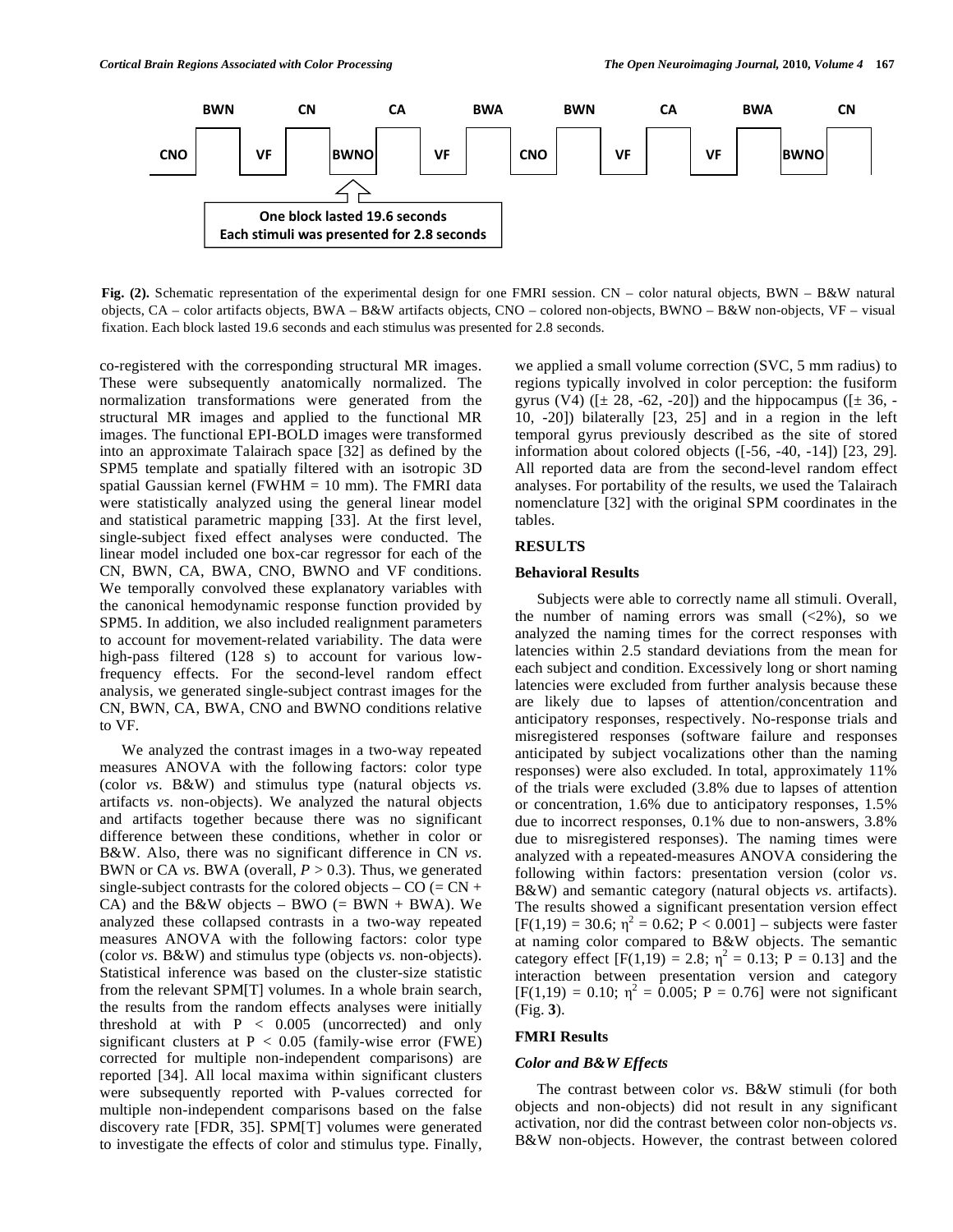BWN CN CA BWA BWN CA BWA CN

CNO VF BWNO VF CNO VF VF BWNO

One block lasted 19.6 seconds
Each stimuli was presented for 2.8 seconds

**Fig. (2).** Schematic representation of the experimental design for one FMRI session. CN – color natural objects, BWN – B&W natural objects, CA – color artifacts objects, BWA – B&W artifacts objects, CNO – colored non-objects, BWNO – B&W non-objects, VF – visual fixation. Each block lasted 19.6 seconds and each stimulus was presented for 2.8 seconds.

co-registered with the corresponding structural MR images. These were subsequently anatomically normalized. The normalization transformations were generated from the structural MR images and applied to the functional MR images. The functional EPI-BOLD images were transformed into an approximate Talairach space [32] as defined by the SPM5 template and spatially filtered with an isotropic 3D spatial Gaussian kernel (FWHM = 10 mm). The FMRI data were statistically analyzed using the general linear model and statistical parametric mapping [33]. At the first level, single-subject fixed effect analyses were conducted. The linear model included one box-car regressor for each of the CN, BWN, CA, BWA, CNO, BWNO and VF conditions. We temporally convolved these explanatory variables with the canonical hemodynamic response function provided by SPM5. In addition, we also included realignment parameters to account for movement-related variability. The data were high-pass filtered (128 s) to account for various low-frequency effects. For the second-level random effect analysis, we generated single-subject contrast images for the CN, BWN, CA, BWA, CNO and BWNO conditions relative to VF.

We analyzed the contrast images in a two-way repeated measures ANOVA with the following factors: color type (color *vs*. B&W) and stimulus type (natural objects *vs*. artifacts *vs*. non-objects). We analyzed the natural objects and artifacts together because there was no significant difference between these conditions, whether in color or B&W. Also, there was no significant difference in CN *vs*. BWN or CA *vs*. BWA (overall, $P > 0.3$). Thus, we generated single-subject contrasts for the colored objects – CO (= CN + CA) and the B&W objects – BWO (= BWN + BWA). We analyzed these collapsed contrasts in a two-way repeated measures ANOVA with the following factors: color type (color *vs*. B&W) and stimulus type (objects *vs*. non-objects). Statistical inference was based on the cluster-size statistic from the relevant SPM[T] volumes. In a whole brain search, the results from the random effects analyses were initially threshold at with $P < 0.005$ (uncorrected) and only significant clusters at $P < 0.05$ (family-wise error (FWE) corrected for multiple non-independent comparisons) are reported [34]. All local maxima within significant clusters were subsequently reported with P-values corrected for multiple non-independent comparisons based on the false discovery rate [FDR, 35]. SPM[T] volumes were generated to investigate the effects of color and stimulus type. Finally, we applied a small volume correction (SVC, 5 mm radius) to regions typically involved in color perception: the fusiform gyrus (V4) ([± 28, -62, -20]) and the hippocampus ([± 36, -10, -20]) bilaterally [23, 25] and in a region in the left temporal gyrus previously described as the site of stored information about colored objects ([-56, -40, -14]) [23, 29]. All reported data are from the second-level random effect analyses. For portability of the results, we used the Talairach nomenclature [32] with the original SPM coordinates in the tables.

## RESULTS

### Behavioral Results

Subjects were able to correctly name all stimuli. Overall, the number of naming errors was small (<2%), so we analyzed the naming times for the correct responses with latencies within 2.5 standard deviations from the mean for each subject and condition. Excessively long or short naming latencies were excluded from further analysis because these are likely due to lapses of attention/concentration and anticipatory responses, respectively. No-response trials and misregistered responses (software failure and responses anticipated by subject vocalizations other than the naming responses) were also excluded. In total, approximately 11% of the trials were excluded (3.8% due to lapses of attention or concentration, 1.6% due to anticipatory responses, 1.5% due to incorrect responses, 0.1% due to non-answers, 3.8% due to misregistered responses). The naming times were analyzed with a repeated-measures ANOVA considering the following within factors: presentation version (color *vs*. B&W) and semantic category (natural objects *vs*. artifacts). The results showed a significant presentation version effect [$F(1,19) = 30.6$; $\eta^2 = 0.62$; $P < 0.001$] – subjects were faster at naming color compared to B&W objects. The semantic category effect [$F(1,19) = 2.8$; $\eta^2 = 0.13$; $P = 0.13$] and the interaction between presentation version and category [$F(1,19) = 0.10$; $\eta^2 = 0.005$; $P = 0.76$] were not significant (Fig. **3**).

### FMRI Results

#### *Color and B&W Effects*

The contrast between color *vs*. B&W stimuli (for both objects and non-objects) did not result in any significant activation, nor did the contrast between color non-objects *vs*. B&W non-objects. However, the contrast between colored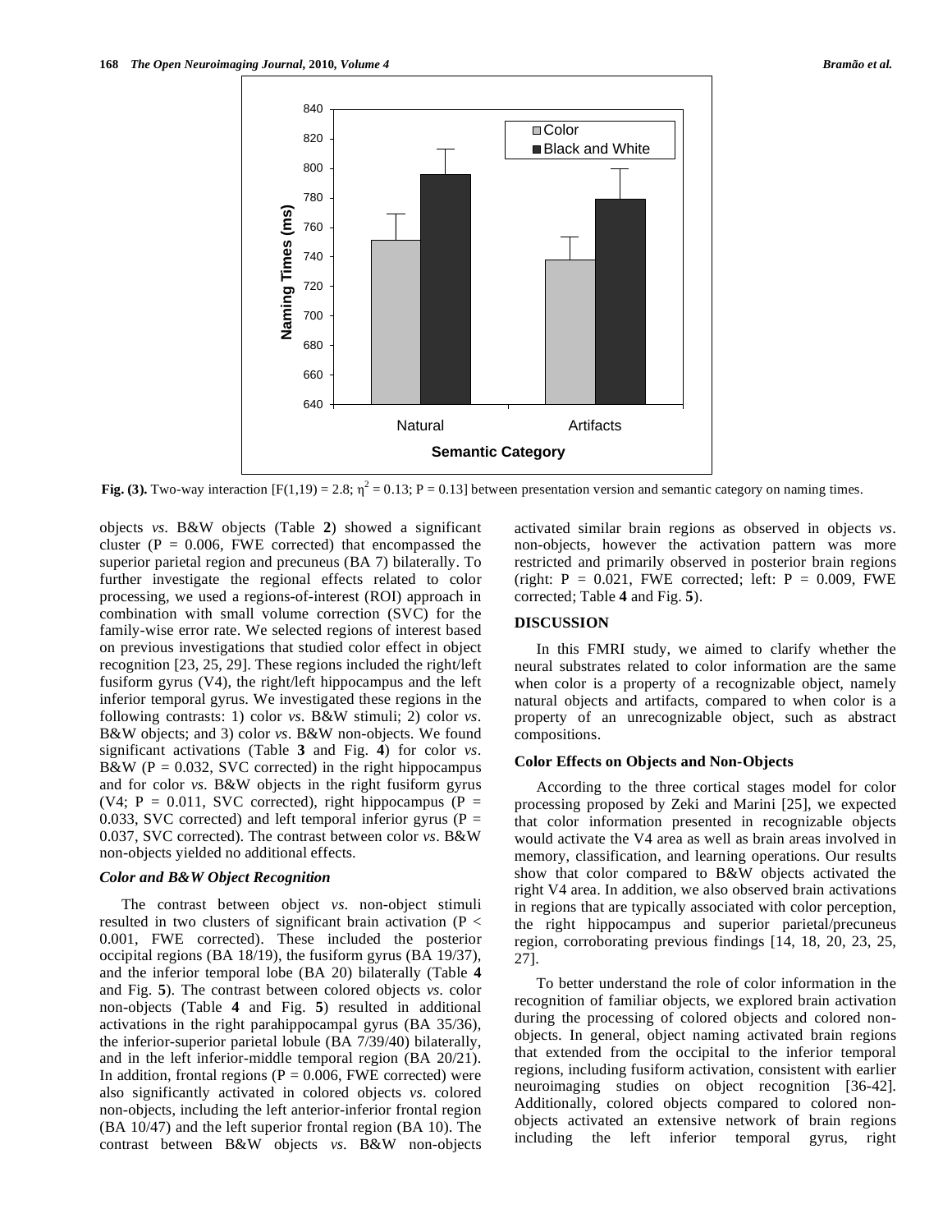Fig. (3). Two-way interaction [$F(1,19) = 2.8$; $\eta^2 = 0.13$; $P = 0.13$] between presentation version and semantic category on naming times.

objects *vs*. B&W objects (Table **2**) showed a significant cluster (P = 0.006, FWE corrected) that encompassed the superior parietal region and precuneus (BA 7) bilaterally. To further investigate the regional effects related to color processing, we used a regions-of-interest (ROI) approach in combination with small volume correction (SVC) for the family-wise error rate. We selected regions of interest based on previous investigations that studied color effect in object recognition [23, 25, 29]. These regions included the right/left fusiform gyrus (V4), the right/left hippocampus and the left inferior temporal gyrus. We investigated these regions in the following contrasts: 1) color *vs*. B&W stimuli; 2) color *vs*. B&W objects; and 3) color *vs*. B&W non-objects. We found significant activations (Table **3** and Fig. **4**) for color *vs*. B&W (P = 0.032, SVC corrected) in the right hippocampus and for color *vs*. B&W objects in the right fusiform gyrus (V4; P = 0.011, SVC corrected), right hippocampus (P = 0.033, SVC corrected) and left temporal inferior gyrus (P = 0.037, SVC corrected). The contrast between color *vs*. B&W non-objects yielded no additional effects.

### *Color and B&W Object Recognition*

The contrast between object *vs*. non-object stimuli resulted in two clusters of significant brain activation (P < 0.001, FWE corrected). These included the posterior occipital regions (BA 18/19), the fusiform gyrus (BA 19/37), and the inferior temporal lobe (BA 20) bilaterally (Table **4** and Fig. **5**). The contrast between colored objects *vs*. color non-objects (Table **4** and Fig. **5**) resulted in additional activations in the right parahippocampal gyrus (BA 35/36), the inferior-superior parietal lobule (BA 7/39/40) bilaterally, and in the left inferior-middle temporal region (BA 20/21). In addition, frontal regions (P = 0.006, FWE corrected) were also significantly activated in colored objects *vs*. colored non-objects, including the left anterior-inferior frontal region (BA 10/47) and the left superior frontal region (BA 10). The contrast between B&W objects *vs*. B&W non-objects activated similar brain regions as observed in objects *vs*. non-objects, however the activation pattern was more restricted and primarily observed in posterior brain regions (right: P = 0.021, FWE corrected; left: P = 0.009, FWE corrected; Table **4** and Fig. **5**).

## DISCUSSION

In this FMRI study, we aimed to clarify whether the neural substrates related to color information are the same when color is a property of a recognizable object, namely natural objects and artifacts, compared to when color is a property of an unrecognizable object, such as abstract compositions.

### Color Effects on Objects and Non-Objects

According to the three cortical stages model for color processing proposed by Zeki and Marini [25], we expected that color information presented in recognizable objects would activate the V4 area as well as brain areas involved in memory, classification, and learning operations. Our results show that color compared to B&W objects activated the right V4 area. In addition, we also observed brain activations in regions that are typically associated with color perception, the right hippocampus and superior parietal/precuneus region, corroborating previous findings [14, 18, 20, 23, 25, 27].

To better understand the role of color information in the recognition of familiar objects, we explored brain activation during the processing of colored objects and colored non-objects. In general, object naming activated brain regions that extended from the occipital to the inferior temporal regions, including fusiform activation, consistent with earlier neuroimaging studies on object recognition [36-42]. Additionally, colored objects compared to colored non-objects activated an extensive network of brain regions including the left inferior temporal gyrus, right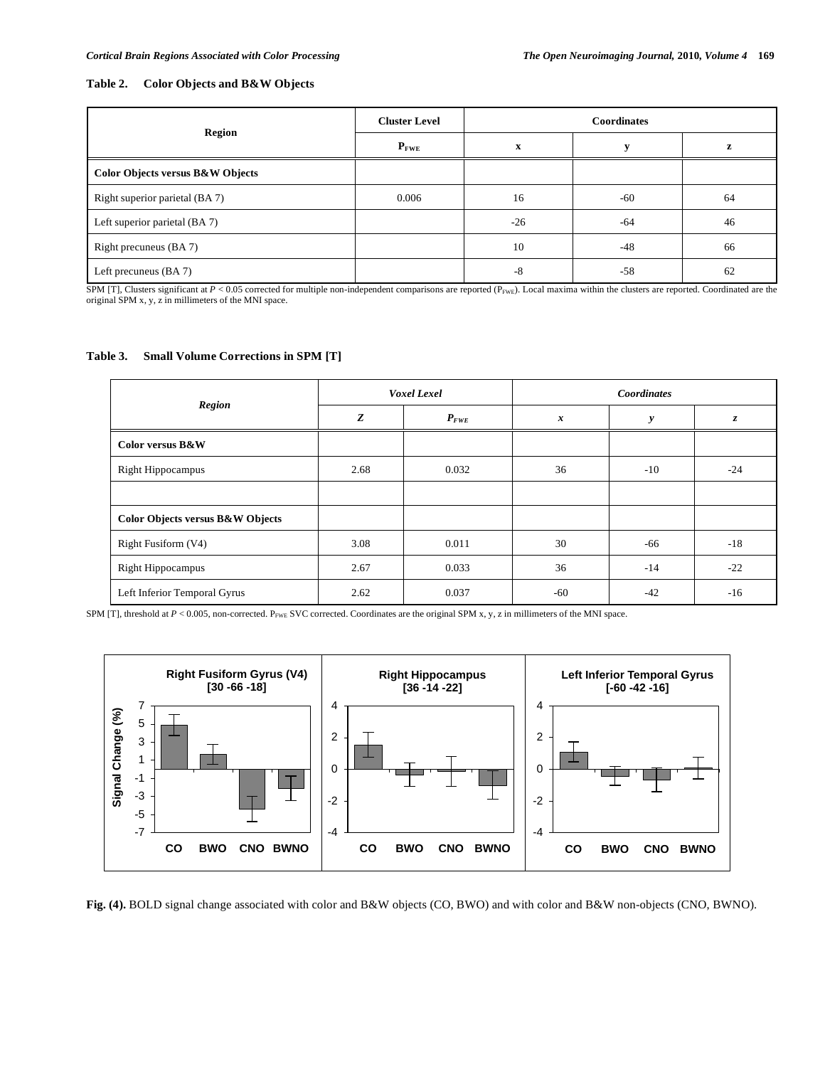**Table 2. Color Objects and B&W Objects**

| Region | Cluster Level | Coordinates | | |
|---|---|---|---|---|
| | $P_{FWE}$ | x | y | z |
| **Color Objects versus B&W Objects** | | | | |
| Right superior parietal (BA 7) | 0.006 | 16 | -60 | 64 |
| Left superior parietal (BA 7) | | -26 | -64 | 46 |
| Right precuneus (BA 7) | | 10 | -48 | 66 |
| Left precuneus (BA 7) | | -8 | -58 | 62 |

SPM [T], Clusters significant at $P < 0.05$ corrected for multiple non-independent comparisons are reported ($P_{FWE}$). Local maxima within the clusters are reported. Coordinated are the original SPM x, y, z in millimeters of the MNI space.

**Table 3. Small Volume Corrections in SPM [T]**

| *Region* | *Voxel Lexel* | | *Coordinates* | | |
|---|---|---|---|---|---|
| | *Z* | $P_{FWE}$ | *x* | *y* | *z* |
| **Color versus B&W** | | | | | |
| Right Hippocampus | 2.68 | 0.032 | 36 | -10 | -24 |
| | | | | | |
| **Color Objects versus B&W Objects** | | | | | |
| Right Fusiform (V4) | 3.08 | 0.011 | 30 | -66 | -18 |
| Right Hippocampus | 2.67 | 0.033 | 36 | -14 | -22 |
| Left Inferior Temporal Gyrus | 2.62 | 0.037 | -60 | -42 | -16 |

SPM [T], threshold at $P < 0.005$, non-corrected. $P_{FWE}$ SVC corrected. Coordinates are the original SPM x, y, z in millimeters of the MNI space.

**Fig. (4).** BOLD signal change associated with color and B&W objects (CO, BWO) and with color and B&W non-objects (CNO, BWNO).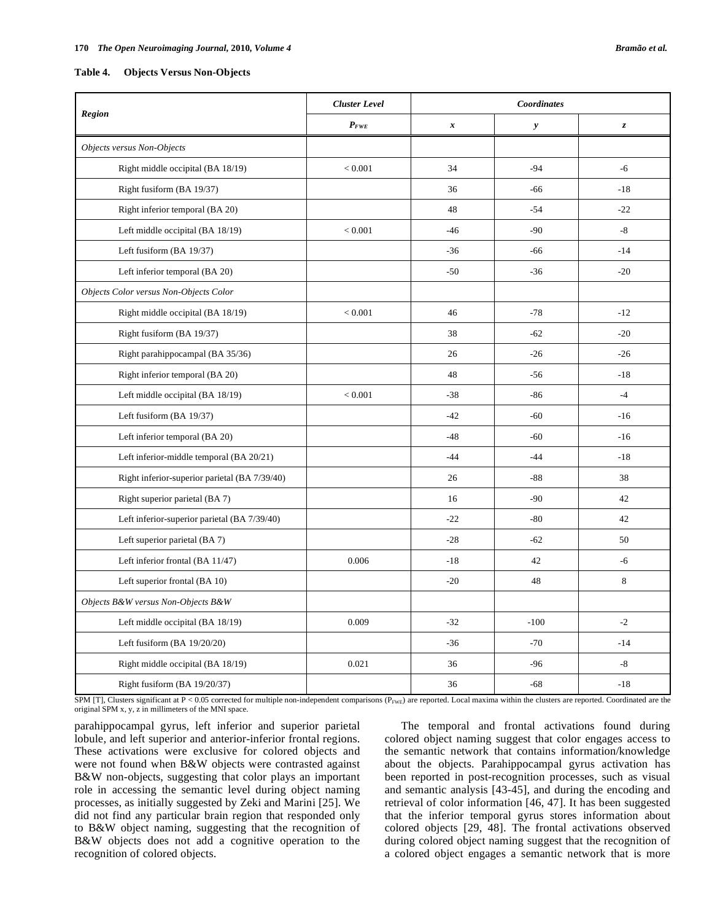**Table 4. Objects Versus Non-Objects**

| Region | Cluster Level | Coordinates | | |
|---|---|---|---|---|
| | $P_{FWE}$ | *x* | *y* | *z* |
| *Objects versus Non-Objects* | | | | |
| Right middle occipital (BA 18/19) | < 0.001 | 34 | -94 | -6 |
| Right fusiform (BA 19/37) | | 36 | -66 | -18 |
| Right inferior temporal (BA 20) | | 48 | -54 | -22 |
| Left middle occipital (BA 18/19) | < 0.001 | -46 | -90 | -8 |
| Left fusiform (BA 19/37) | | -36 | -66 | -14 |
| Left inferior temporal (BA 20) | | -50 | -36 | -20 |
| *Objects Color versus Non-Objects Color* | | | | |
| Right middle occipital (BA 18/19) | < 0.001 | 46 | -78 | -12 |
| Right fusiform (BA 19/37) | | 38 | -62 | -20 |
| Right parahippocampal (BA 35/36) | | 26 | -26 | -26 |
| Right inferior temporal (BA 20) | | 48 | -56 | -18 |
| Left middle occipital (BA 18/19) | < 0.001 | -38 | -86 | -4 |
| Left fusiform (BA 19/37) | | -42 | -60 | -16 |
| Left inferior temporal (BA 20) | | -48 | -60 | -16 |
| Left inferior-middle temporal (BA 20/21) | | -44 | -44 | -18 |
| Right inferior-superior parietal (BA 7/39/40) | | 26 | -88 | 38 |
| Right superior parietal (BA 7) | | 16 | -90 | 42 |
| Left inferior-superior parietal (BA 7/39/40) | | -22 | -80 | 42 |
| Left superior parietal (BA 7) | | -28 | -62 | 50 |
| Left inferior frontal (BA 11/47) | 0.006 | -18 | 42 | -6 |
| Left superior frontal (BA 10) | | -20 | 48 | 8 |
| *Objects B&W versus Non-Objects B&W* | | | | |
| Left middle occipital (BA 18/19) | 0.009 | -32 | -100 | -2 |
| Left fusiform (BA 19/20/20) | | -36 | -70 | -14 |
| Right middle occipital (BA 18/19) | 0.021 | 36 | -96 | -8 |
| Right fusiform (BA 19/20/37) | | 36 | -68 | -18 |

SPM [T], Clusters significant at $P < 0.05$ corrected for multiple non-independent comparisons ($P_{FWE}$) are reported. Local maxima within the clusters are reported. Coordinated are the original SPM x, y, z in millimeters of the MNI space.

parahippocampal gyrus, left inferior and superior parietal lobule, and left superior and anterior-inferior frontal regions. These activations were exclusive for colored objects and were not found when B&W objects were contrasted against B&W non-objects, suggesting that color plays an important role in accessing the semantic level during object naming processes, as initially suggested by Zeki and Marini [25]. We did not find any particular brain region that responded only to B&W object naming, suggesting that the recognition of B&W objects does not add a cognitive operation to the recognition of colored objects.

The temporal and frontal activations found during colored object naming suggest that color engages access to the semantic network that contains information/knowledge about the objects. Parahippocampal gyrus activation has been reported in post-recognition processes, such as visual and semantic analysis [43-45], and during the encoding and retrieval of color information [46, 47]. It has been suggested that the inferior temporal gyrus stores information about colored objects [29, 48]. The frontal activations observed during colored object naming suggest that the recognition of a colored object engages a semantic network that is more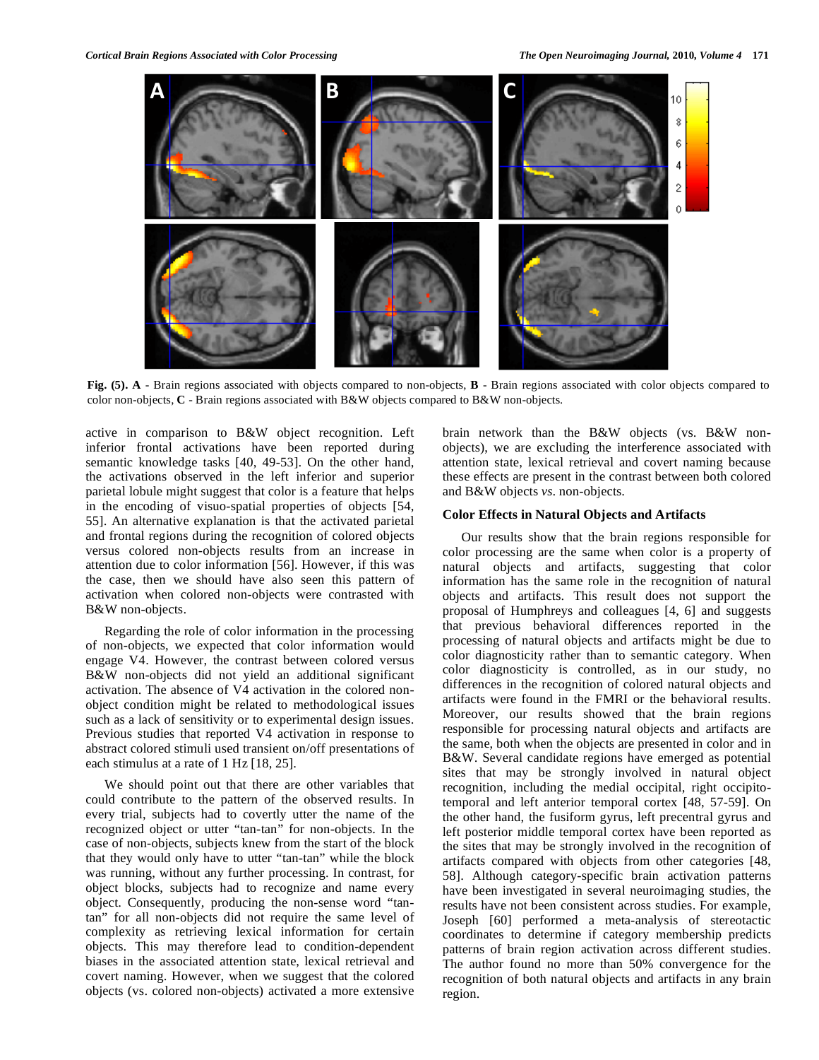Fig. (5). **A** - Brain regions associated with objects compared to non-objects, **B** - Brain regions associated with color objects compared to color non-objects, **C** - Brain regions associated with B&W objects compared to B&W non-objects.

active in comparison to B&W object recognition. Left inferior frontal activations have been reported during semantic knowledge tasks [40, 49-53]. On the other hand, the activations observed in the left inferior and superior parietal lobule might suggest that color is a feature that helps in the encoding of visuo-spatial properties of objects [54, 55]. An alternative explanation is that the activated parietal and frontal regions during the recognition of colored objects versus colored non-objects results from an increase in attention due to color information [56]. However, if this was the case, then we should have also seen this pattern of activation when colored non-objects were contrasted with B&W non-objects.

Regarding the role of color information in the processing of non-objects, we expected that color information would engage V4. However, the contrast between colored versus B&W non-objects did not yield an additional significant activation. The absence of V4 activation in the colored non-object condition might be related to methodological issues such as a lack of sensitivity or to experimental design issues. Previous studies that reported V4 activation in response to abstract colored stimuli used transient on/off presentations of each stimulus at a rate of 1 Hz [18, 25].

We should point out that there are other variables that could contribute to the pattern of the observed results. In every trial, subjects had to covertly utter the name of the recognized object or utter "tan-tan" for non-objects. In the case of non-objects, subjects knew from the start of the block that they would only have to utter "tan-tan" while the block was running, without any further processing. In contrast, for object blocks, subjects had to recognize and name every object. Consequently, producing the non-sense word "tan-tan" for all non-objects did not require the same level of complexity as retrieving lexical information for certain objects. This may therefore lead to condition-dependent biases in the associated attention state, lexical retrieval and covert naming. However, when we suggest that the colored objects (vs. colored non-objects) activated a more extensive brain network than the B&W objects (vs. B&W non-objects), we are excluding the interference associated with attention state, lexical retrieval and covert naming because these effects are present in the contrast between both colored and B&W objects *vs.* non-objects.

### Color Effects in Natural Objects and Artifacts

Our results show that the brain regions responsible for color processing are the same when color is a property of natural objects and artifacts, suggesting that color information has the same role in the recognition of natural objects and artifacts. This result does not support the proposal of Humphreys and colleagues [4, 6] and suggests that previous behavioral differences reported in the processing of natural objects and artifacts might be due to color diagnosticity rather than to semantic category. When color diagnosticity is controlled, as in our study, no differences in the recognition of colored natural objects and artifacts were found in the FMRI or the behavioral results. Moreover, our results showed that the brain regions responsible for processing natural objects and artifacts are the same, both when the objects are presented in color and in B&W. Several candidate regions have emerged as potential sites that may be strongly involved in natural object recognition, including the medial occipital, right occipito-temporal and left anterior temporal cortex [48, 57-59]. On the other hand, the fusiform gyrus, left precentral gyrus and left posterior middle temporal cortex have been reported as the sites that may be strongly involved in the recognition of artifacts compared with objects from other categories [48, 58]. Although category-specific brain activation patterns have been investigated in several neuroimaging studies, the results have not been consistent across studies. For example, Joseph [60] performed a meta-analysis of stereotactic coordinates to determine if category membership predicts patterns of brain region activation across different studies. The author found no more than 50% convergence for the recognition of both natural objects and artifacts in any brain region.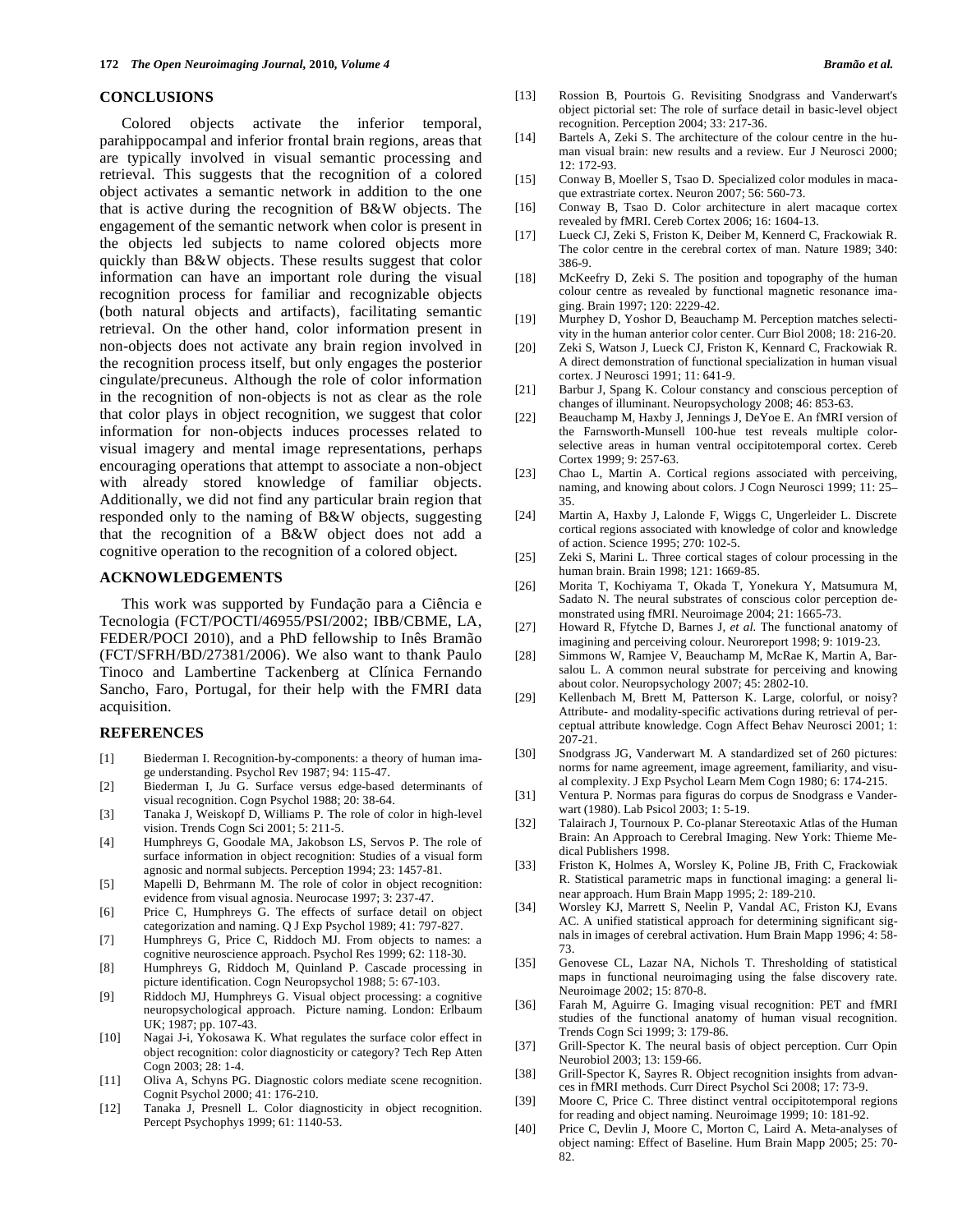## CONCLUSIONS

Colored objects activate the inferior temporal, parahippocampal and inferior frontal brain regions, areas that are typically involved in visual semantic processing and retrieval. This suggests that the recognition of a colored object activates a semantic network in addition to the one that is active during the recognition of B&W objects. The engagement of the semantic network when color is present in the objects led subjects to name colored objects more quickly than B&W objects. These results suggest that color information can have an important role during the visual recognition process for familiar and recognizable objects (both natural objects and artifacts), facilitating semantic retrieval. On the other hand, color information present in non-objects does not activate any brain region involved in the recognition process itself, but only engages the posterior cingulate/precuneus. Although the role of color information in the recognition of non-objects is not as clear as the role that color plays in object recognition, we suggest that color information for non-objects induces processes related to visual imagery and mental image representations, perhaps encouraging operations that attempt to associate a non-object with already stored knowledge of familiar objects. Additionally, we did not find any particular brain region that responded only to the naming of B&W objects, suggesting that the recognition of a B&W object does not add a cognitive operation to the recognition of a colored object.

## ACKNOWLEDGEMENTS

This work was supported by Fundação para a Ciência e Tecnologia (FCT/POCTI/46955/PSI/2002; IBB/CBME, LA, FEDER/POCI 2010), and a PhD fellowship to Inês Bramão (FCT/SFRH/BD/27381/2006). We also want to thank Paulo Tinoco and Lambertine Tackenberg at Clínica Fernando Sancho, Faro, Portugal, for their help with the FMRI data acquisition.

## REFERENCES

[1] Biederman I. Recognition-by-components: a theory of human image understanding. Psychol Rev 1987; 94: 115-47.

[2] Biederman I, Ju G. Surface versus edge-based determinants of visual recognition. Cogn Psychol 1988; 20: 38-64.

[3] Tanaka J, Weiskopf D, Williams P. The role of color in high-level vision. Trends Cogn Sci 2001; 5: 211-5.

[4] Humphreys G, Goodale MA, Jakobson LS, Servos P. The role of surface information in object recognition: Studies of a visual form agnosic and normal subjects. Perception 1994; 23: 1457-81.

[5] Mapelli D, Behrmann M. The role of color in object recognition: evidence from visual agnosia. Neurocase 1997; 3: 237-47.

[6] Price C, Humphreys G. The effects of surface detail on object categorization and naming. Q J Exp Psychol 1989; 41: 797-827.

[7] Humphreys G, Price C, Riddoch MJ. From objects to names: a cognitive neuroscience approach. Psychol Res 1999; 62: 118-30.

[8] Humphreys G, Riddoch M, Quinland P. Cascade processing in picture identification. Cogn Neuropsychol 1988; 5: 67-103.

[9] Riddoch MJ, Humphreys G. Visual object processing: a cognitive neuropsychological approach. Picture naming. London: Erlbaum UK; 1987; pp. 107-43.

[10] Nagai J-i, Yokosawa K. What regulates the surface color effect in object recognition: color diagnosticity or category? Tech Rep Atten Cogn 2003; 28: 1-4.

[11] Oliva A, Schyns PG. Diagnostic colors mediate scene recognition. Cognit Psychol 2000; 41: 176-210.

[12] Tanaka J, Presnell L. Color diagnosticity in object recognition. Percept Psychophys 1999; 61: 1140-53.

[13] Rossion B, Pourtois G. Revisiting Snodgrass and Vanderwart's object pictorial set: The role of surface detail in basic-level object recognition. Perception 2004; 33: 217-36.

[14] Bartels A, Zeki S. The architecture of the colour centre in the human visual brain: new results and a review. Eur J Neurosci 2000; 12: 172-93.

[15] Conway B, Moeller S, Tsao D. Specialized color modules in macaque extrastriate cortex. Neuron 2007; 56: 560-73.

[16] Conway B, Tsao D. Color architecture in alert macaque cortex revealed by fMRI. Cereb Cortex 2006; 16: 1604-13.

[17] Lueck CJ, Zeki S, Friston K, Deiber M, Kennerd C, Frackowiak R. The color centre in the cerebral cortex of man. Nature 1989; 340: 386-9.

[18] McKeefry D, Zeki S. The position and topography of the human colour centre as revealed by functional magnetic resonance imaging. Brain 1997; 120: 2229-42.

[19] Murphey D, Yoshor D, Beauchamp M. Perception matches selectivity in the human anterior color center. Curr Biol 2008; 18: 216-20.

[20] Zeki S, Watson J, Lueck CJ, Friston K, Kennard C, Frackowiak R. A direct demonstration of functional specialization in human visual cortex. J Neurosci 1991; 11: 641-9.

[21] Barbur J, Spang K. Colour constancy and conscious perception of changes of illuminant. Neuropsychology 2008; 46: 853-63.

[22] Beauchamp M, Haxby J, Jennings J, DeYoe E. An fMRI version of the Farnsworth-Munsell 100-hue test reveals multiple color-selective areas in human ventral occipitotemporal cortex. Cereb Cortex 1999; 9: 257-63.

[23] Chao L, Martin A. Cortical regions associated with perceiving, naming, and knowing about colors. J Cogn Neurosci 1999; 11: 25–35.

[24] Martin A, Haxby J, Lalonde F, Wiggs C, Ungerleider L. Discrete cortical regions associated with knowledge of color and knowledge of action. Science 1995; 270: 102-5.

[25] Zeki S, Marini L. Three cortical stages of colour processing in the human brain. Brain 1998; 121: 1669-85.

[26] Morita T, Kochiyama T, Okada T, Yonekura Y, Matsumura M, Sadato N. The neural substrates of conscious color perception demonstrated using fMRI. Neuroimage 2004; 21: 1665-73.

[27] Howard R, Ffytche D, Barnes J, *et al.* The functional anatomy of imagining and perceiving colour. Neuroreport 1998; 9: 1019-23.

[28] Simmons W, Ramjee V, Beauchamp M, McRae K, Martin A, Barsalou L. A common neural substrate for perceiving and knowing about color. Neuropsychology 2007; 45: 2802-10.

[29] Kellenbach M, Brett M, Patterson K. Large, colorful, or noisy? Attribute- and modality-specific activations during retrieval of perceptual attribute knowledge. Cogn Affect Behav Neurosci 2001; 1: 207-21.

[30] Snodgrass JG, Vanderwart M. A standardized set of 260 pictures: norms for name agreement, image agreement, familiarity, and visual complexity. J Exp Psychol Learn Mem Cogn 1980; 6: 174-215.

[31] Ventura P. Normas para figuras do corpus de Snodgrass e Vanderwart (1980). Lab Psicol 2003; 1: 5-19.

[32] Talairach J, Tournoux P. Co-planar Stereotaxic Atlas of the Human Brain: An Approach to Cerebral Imaging. New York: Thieme Medical Publishers 1998.

[33] Friston K, Holmes A, Worsley K, Poline JB, Frith C, Frackowiak R. Statistical parametric maps in functional imaging: a general linear approach. Hum Brain Mapp 1995; 2: 189-210.

[34] Worsley KJ, Marrett S, Neelin P, Vandal AC, Friston KJ, Evans AC. A unified statistical approach for determining significant signals in images of cerebral activation. Hum Brain Mapp 1996; 4: 58-73.

[35] Genovese CL, Lazar NA, Nichols T. Thresholding of statistical maps in functional neuroimaging using the false discovery rate. Neuroimage 2002; 15: 870-8.

[36] Farah M, Aguirre G. Imaging visual recognition: PET and fMRI studies of the functional anatomy of human visual recognition. Trends Cogn Sci 1999; 3: 179-86.

[37] Grill-Spector K. The neural basis of object perception. Curr Opin Neurobiol 2003; 13: 159-66.

[38] Grill-Spector K, Sayres R. Object recognition insights from advances in fMRI methods. Curr Direct Psychol Sci 2008; 17: 73-9.

[39] Moore C, Price C. Three distinct ventral occipitotemporal regions for reading and object naming. Neuroimage 1999; 10: 181-92.

[40] Price C, Devlin J, Moore C, Morton C, Laird A. Meta-analyses of object naming: Effect of Baseline. Hum Brain Mapp 2005; 25: 70-82.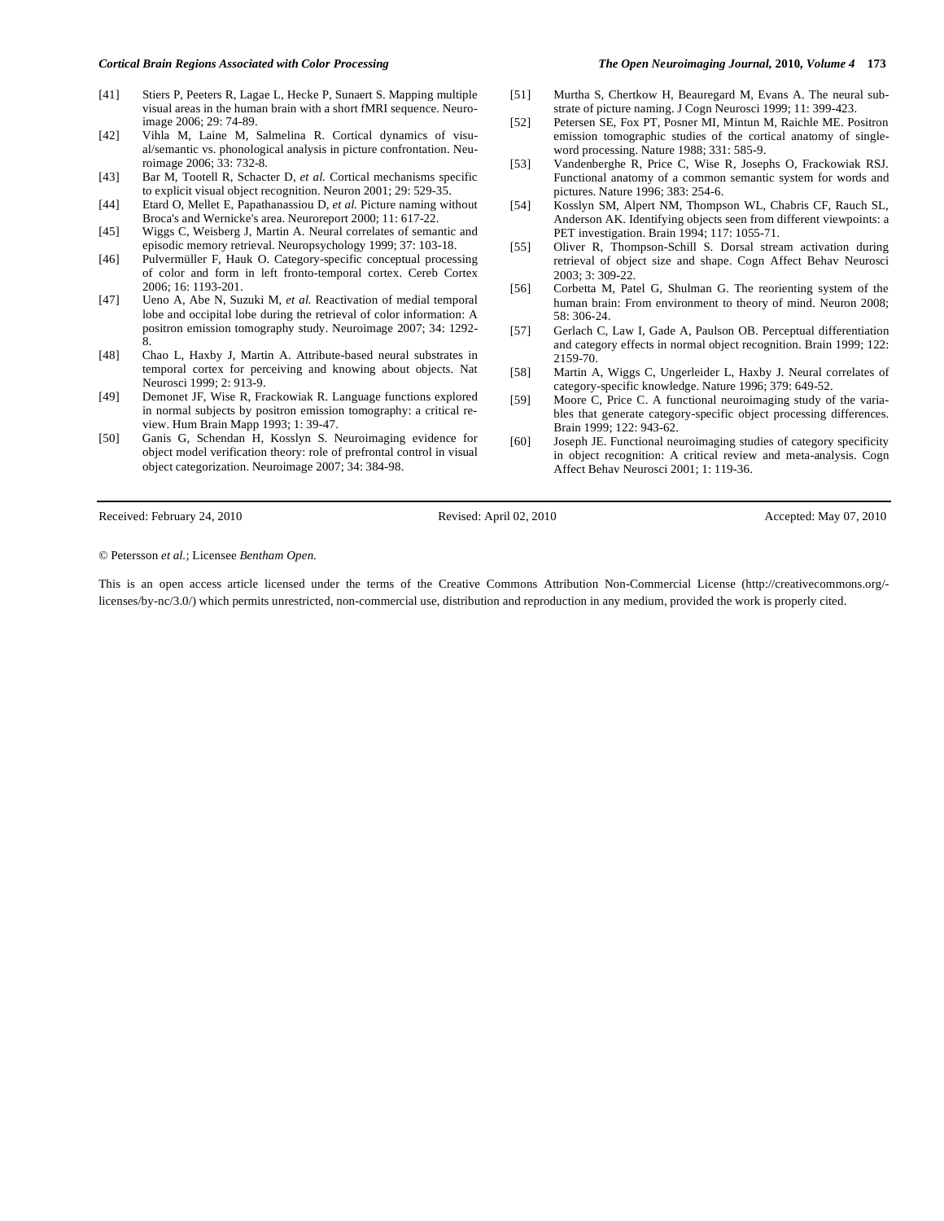[41] Stiers P, Peeters R, Lagae L, Hecke P, Sunaert S. Mapping multiple visual areas in the human brain with a short fMRI sequence. Neuroimage 2006; 29: 74-89.

[42] Vihla M, Laine M, Salmelina R. Cortical dynamics of visual/semantic vs. phonological analysis in picture confrontation. Neuroimage 2006; 33: 732-8.

[43] Bar M, Tootell R, Schacter D, *et al.* Cortical mechanisms specific to explicit visual object recognition. Neuron 2001; 29: 529-35.

[44] Etard O, Mellet E, Papathanassiou D, *et al.* Picture naming without Broca's and Wernicke's area. Neuroreport 2000; 11: 617-22.

[45] Wiggs C, Weisberg J, Martin A. Neural correlates of semantic and episodic memory retrieval. Neuropsychology 1999; 37: 103-18.

[46] Pulvermüller F, Hauk O. Category-specific conceptual processing of color and form in left fronto-temporal cortex. Cereb Cortex 2006; 16: 1193-201.

[47] Ueno A, Abe N, Suzuki M, *et al.* Reactivation of medial temporal lobe and occipital lobe during the retrieval of color information: A positron emission tomography study. Neuroimage 2007; 34: 1292-8.

[48] Chao L, Haxby J, Martin A. Attribute-based neural substrates in temporal cortex for perceiving and knowing about objects. Nat Neurosci 1999; 2: 913-9.

[49] Demonet JF, Wise R, Frackowiak R. Language functions explored in normal subjects by positron emission tomography: a critical review. Hum Brain Mapp 1993; 1: 39-47.

[50] Ganis G, Schendan H, Kosslyn S. Neuroimaging evidence for object model verification theory: role of prefrontal control in visual object categorization. Neuroimage 2007; 34: 384-98.

[51] Murtha S, Chertkow H, Beauregard M, Evans A. The neural substrate of picture naming. J Cogn Neurosci 1999; 11: 399-423.

[52] Petersen SE, Fox PT, Posner MI, Mintun M, Raichle ME. Positron emission tomographic studies of the cortical anatomy of single-word processing. Nature 1988; 331: 585-9.

[53] Vandenberghe R, Price C, Wise R, Josephs O, Frackowiak RSJ. Functional anatomy of a common semantic system for words and pictures. Nature 1996; 383: 254-6.

[54] Kosslyn SM, Alpert NM, Thompson WL, Chabris CF, Rauch SL, Anderson AK. Identifying objects seen from different viewpoints: a PET investigation. Brain 1994; 117: 1055-71.

[55] Oliver R, Thompson-Schill S. Dorsal stream activation during retrieval of object size and shape. Cogn Affect Behav Neurosci 2003; 3: 309-22.

[56] Corbetta M, Patel G, Shulman G. The reorienting system of the human brain: From environment to theory of mind. Neuron 2008; 58: 306-24.

[57] Gerlach C, Law I, Gade A, Paulson OB. Perceptual differentiation and category effects in normal object recognition. Brain 1999; 122: 2159-70.

[58] Martin A, Wiggs C, Ungerleider L, Haxby J. Neural correlates of category-specific knowledge. Nature 1996; 379: 649-52.

[59] Moore C, Price C. A functional neuroimaging study of the variables that generate category-specific object processing differences. Brain 1999; 122: 943-62.

[60] Joseph JE. Functional neuroimaging studies of category specificity in object recognition: A critical review and meta-analysis. Cogn Affect Behav Neurosci 2001; 1: 119-36.

---

Received: February 24, 2010 Revised: April 02, 2010 Accepted: May 07, 2010

© Petersson *et al.*; Licensee *Bentham Open.*

This is an open access article licensed under the terms of the Creative Commons Attribution Non-Commercial License (http://creativecommons.org/-licenses/by-nc/3.0/) which permits unrestricted, non-commercial use, distribution and reproduction in any medium, provided the work is properly cited.